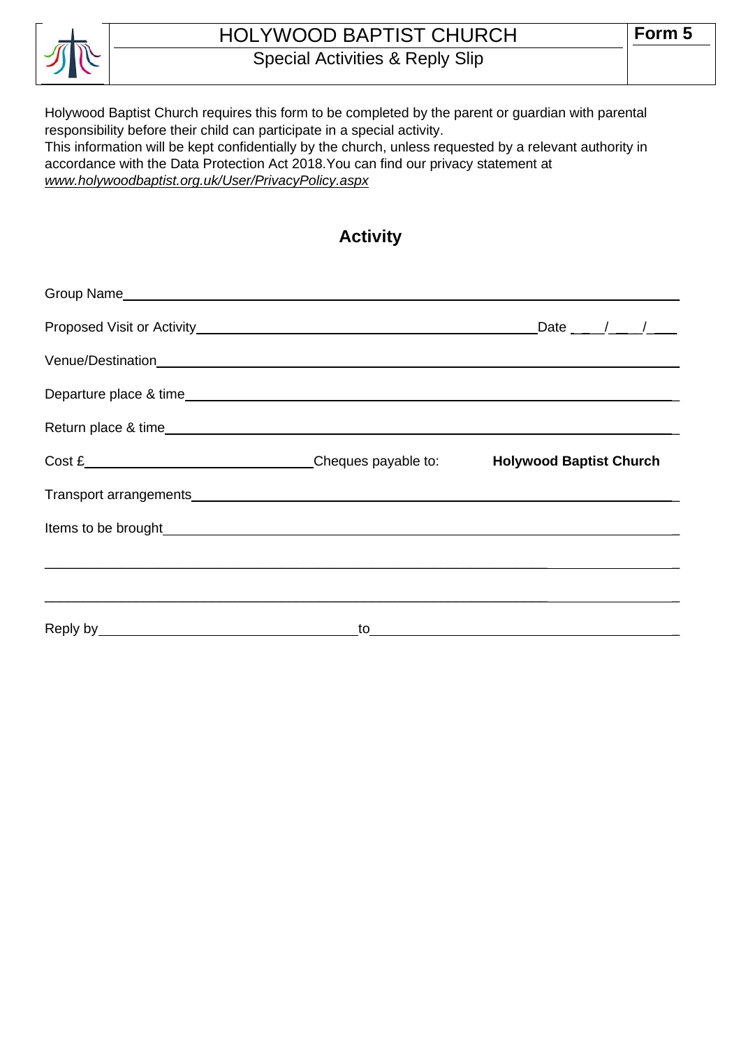# HOLYWOOD BAPTIST CHURCH

## Special Activities & Reply Slip

**Form 5**

Holywood Baptist Church requires this form to be completed by the parent or guardian with parental responsibility before their child can participate in a special activity.
This information will be kept confidentially by the church, unless requested by a relevant authority in accordance with the Data Protection Act 2018.You can find our privacy statement at *www.holywoodbaptist.org.uk/User/PrivacyPolicy.aspx*

## Activity

Group Name\_\_\_\_\_\_\_\_\_\_\_\_\_\_\_\_\_\_\_\_\_\_\_\_\_\_\_\_\_\_\_\_\_\_\_\_\_\_\_\_\_\_\_\_\_\_\_\_\_\_\_\_\_\_\_\_\_\_\_\_

Proposed Visit or Activity\_\_\_\_\_\_\_\_\_\_\_\_\_\_\_\_\_\_\_\_\_\_\_\_\_\_\_\_\_\_\_\_\_\_\_\_\_\_Date \_\_\_/\_\_\_/\_\_\_

Venue/Destination\_\_\_\_\_\_\_\_\_\_\_\_\_\_\_\_\_\_\_\_\_\_\_\_\_\_\_\_\_\_\_\_\_\_\_\_\_\_\_\_\_\_\_\_\_\_\_\_\_\_\_\_\_\_\_\_

Departure place & time\_\_\_\_\_\_\_\_\_\_\_\_\_\_\_\_\_\_\_\_\_\_\_\_\_\_\_\_\_\_\_\_\_\_\_\_\_\_\_\_\_\_\_\_\_\_\_\_\_\_\_

Return place & time\_\_\_\_\_\_\_\_\_\_\_\_\_\_\_\_\_\_\_\_\_\_\_\_\_\_\_\_\_\_\_\_\_\_\_\_\_\_\_\_\_\_\_\_\_\_\_\_\_\_\_\_\_

Cost £\_\_\_\_\_\_\_\_\_\_\_\_\_\_\_\_\_\_\_\_\_\_\_\_\_Cheques payable to: **Holywood Baptist Church**

Transport arrangements\_\_\_\_\_\_\_\_\_\_\_\_\_\_\_\_\_\_\_\_\_\_\_\_\_\_\_\_\_\_\_\_\_\_\_\_\_\_\_\_\_\_\_\_\_\_\_\_\_\_\_

Items to be brought\_\_\_\_\_\_\_\_\_\_\_\_\_\_\_\_\_\_\_\_\_\_\_\_\_\_\_\_\_\_\_\_\_\_\_\_\_\_\_\_\_\_\_\_\_\_\_\_\_\_\_\_\_\_

\_\_\_\_\_\_\_\_\_\_\_\_\_\_\_\_\_\_\_\_\_\_\_\_\_\_\_\_\_\_\_\_\_\_\_\_\_\_\_\_\_\_\_\_\_\_\_\_\_\_\_\_\_\_\_\_\_\_\_\_\_\_\_\_\_\_\_\_\_\_\_

\_\_\_\_\_\_\_\_\_\_\_\_\_\_\_\_\_\_\_\_\_\_\_\_\_\_\_\_\_\_\_\_\_\_\_\_\_\_\_\_\_\_\_\_\_\_\_\_\_\_\_\_\_\_\_\_\_\_\_\_\_\_\_\_\_\_\_\_\_\_\_

Reply by\_\_\_\_\_\_\_\_\_\_\_\_\_\_\_\_\_\_\_\_\_\_\_\_\_\_\_\_to\_\_\_\_\_\_\_\_\_\_\_\_\_\_\_\_\_\_\_\_\_\_\_\_\_\_\_\_\_\_\_\_\_\_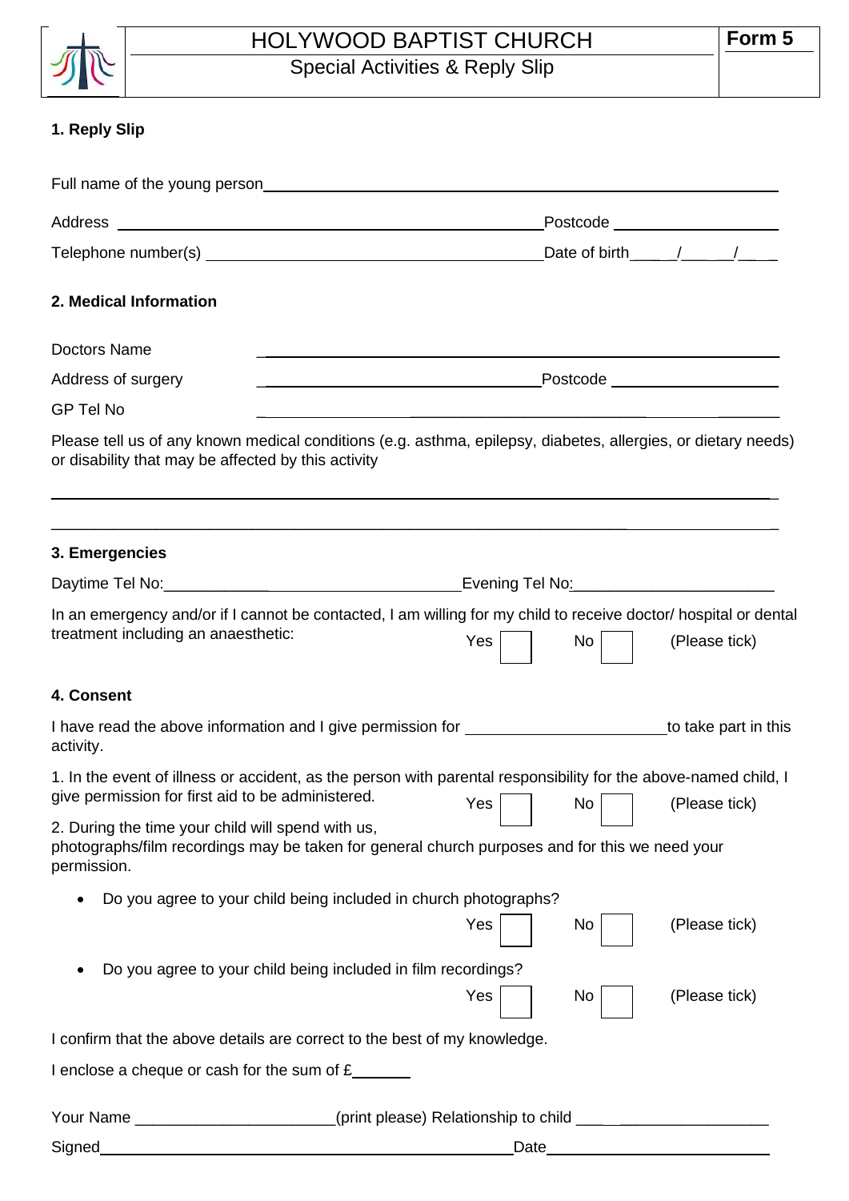# HOLYWOOD BAPTIST CHURCH

## Special Activities & Reply Slip

**Form 5**

### 1. Reply Slip

Full name of the young person ____________________________________________

Address ____________________________________ Postcode ______________

Telephone number(s) ______________________________ Date of birth ____/____/____

### 2. Medical Information

Doctors Name ____________________________________________

Address of surgery ______________________________ Postcode ______________

GP Tel No ____________________________________________

Please tell us of any known medical conditions (e.g. asthma, epilepsy, diabetes, allergies, or dietary needs) or disability that may be affected by this activity

____________________________________________________________________________

____________________________________________________________________________

### 3. Emergencies

Daytime Tel No: ______________________________ Evening Tel No: ______________________

In an emergency and/or if I cannot be contacted, I am willing for my child to receive doctor/ hospital or dental treatment including an anaesthetic: Yes ☐ No ☐ (Please tick)

### 4. Consent

I have read the above information and I give permission for ______________________ to take part in this activity.

1. In the event of illness or accident, as the person with parental responsibility for the above-named child, I give permission for first aid to be administered. Yes ☐ No ☐ (Please tick)

2. During the time your child will spend with us, photographs/film recordings may be taken for general church purposes and for this we need your permission.

- Do you agree to your child being included in church photographs? Yes ☐ No ☐ (Please tick)
- Do you agree to your child being included in film recordings? Yes ☐ No ☐ (Please tick)

I confirm that the above details are correct to the best of my knowledge.

I enclose a cheque or cash for the sum of £_______

Your Name ______________________ (print please) Relationship to child ______________________

Signed ____________________________________________ Date ______________________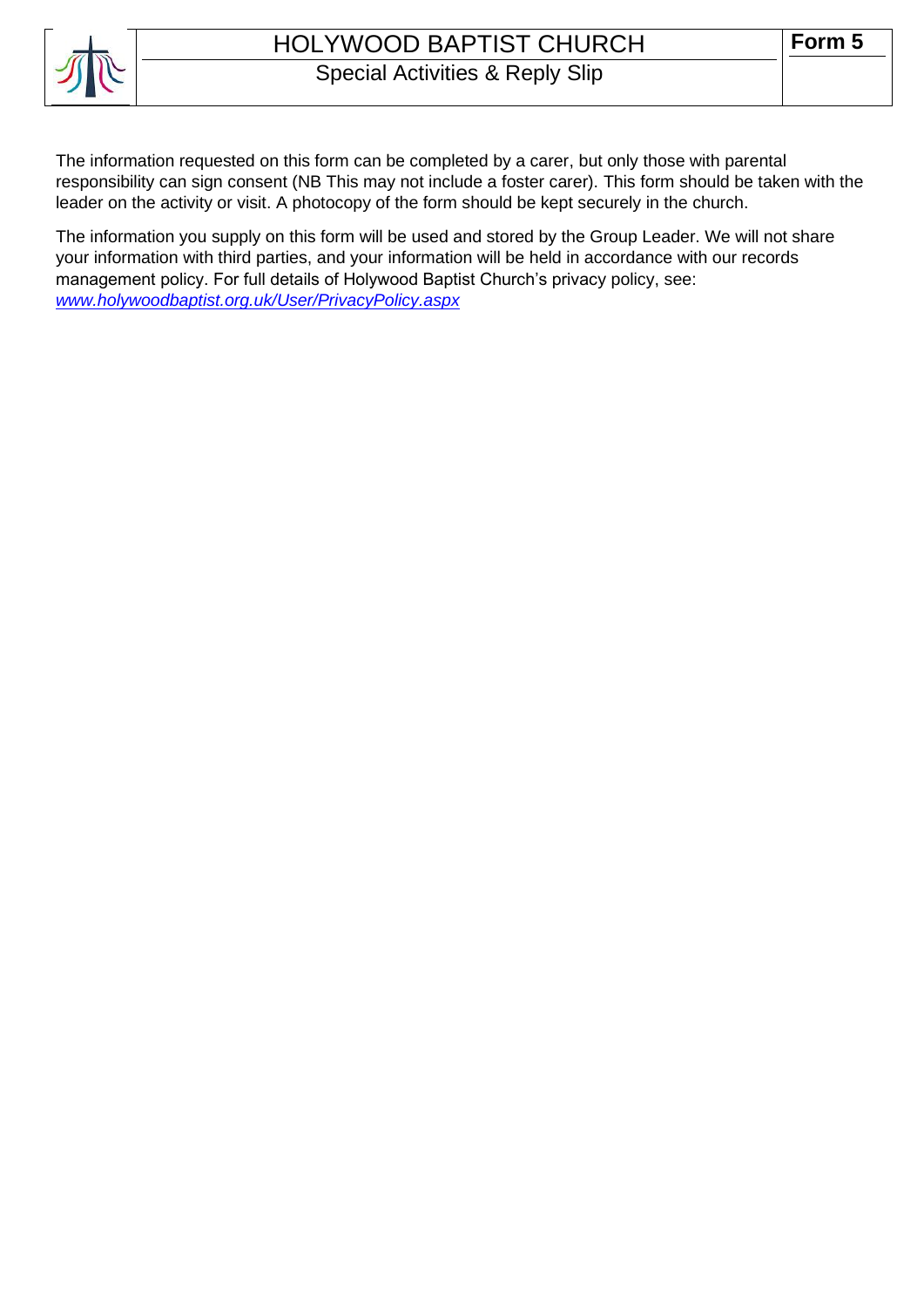The information requested on this form can be completed by a carer, but only those with parental responsibility can sign consent (NB This may not include a foster carer). This form should be taken with the leader on the activity or visit. A photocopy of the form should be kept securely in the church.

The information you supply on this form will be used and stored by the Group Leader. We will not share your information with third parties, and your information will be held in accordance with our records management policy. For full details of Holywood Baptist Church's privacy policy, see: *www.holywoodbaptist.org.uk/User/PrivacyPolicy.aspx*